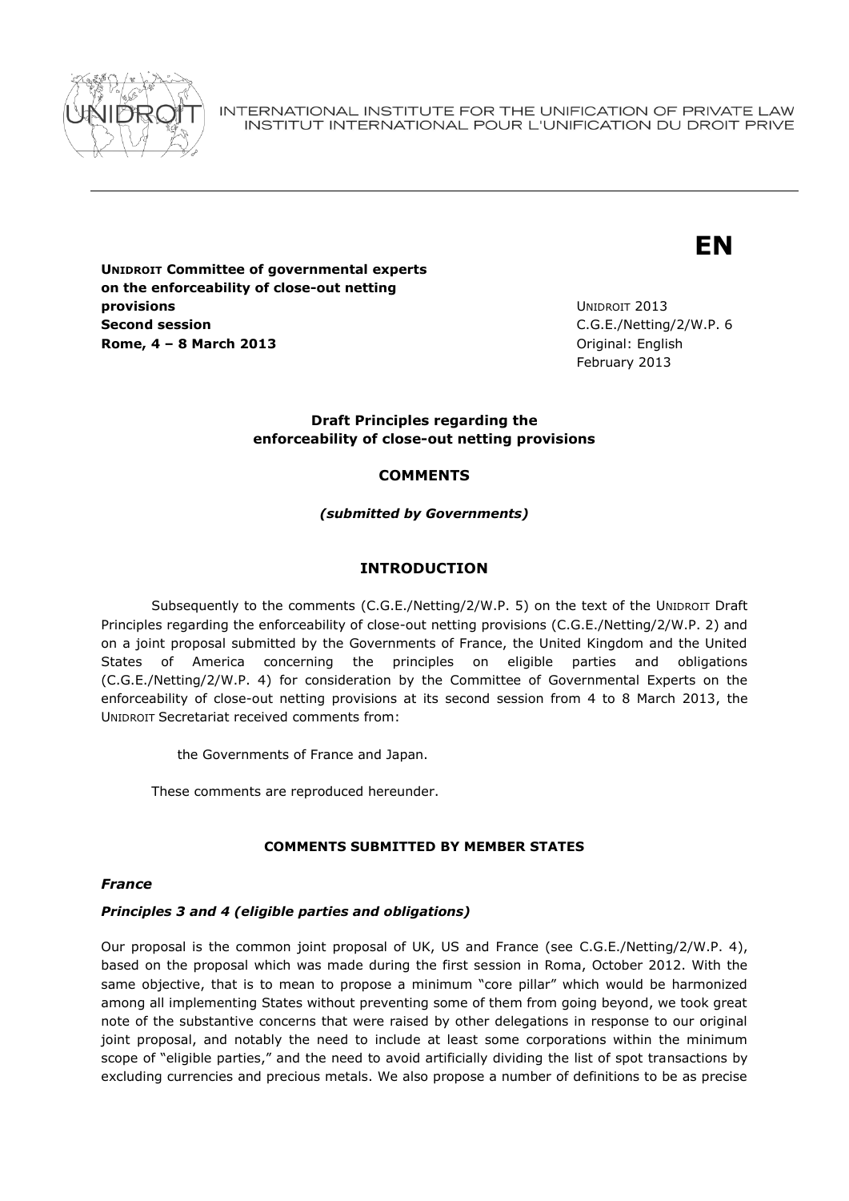INTERNATIONAL INSTITUTE FOR THE UNIFICATION OF PRIVATE LAW
INSTITUT INTERNATIONAL POUR L'UNIFICATION DU DROIT PRIVE

**EN**

**UNIDROIT Committee of governmental experts on the enforceability of close-out netting provisions**
**Second session**
**Rome, 4 – 8 March 2013**

UNIDROIT 2013
C.G.E./Netting/2/W.P. 6
Original: English
February 2013

**Draft Principles regarding the enforceability of close-out netting provisions**

**COMMENTS**

***(submitted by Governments)***

## INTRODUCTION

Subsequently to the comments (C.G.E./Netting/2/W.P. 5) on the text of the UNIDROIT Draft Principles regarding the enforceability of close-out netting provisions (C.G.E./Netting/2/W.P. 2) and on a joint proposal submitted by the Governments of France, the United Kingdom and the United States of America concerning the principles on eligible parties and obligations (C.G.E./Netting/2/W.P. 4) for consideration by the Committee of Governmental Experts on the enforceability of close-out netting provisions at its second session from 4 to 8 March 2013, the UNIDROIT Secretariat received comments from:

the Governments of France and Japan.

These comments are reproduced hereunder.

### COMMENTS SUBMITTED BY MEMBER STATES

#### *France*

#### *Principles 3 and 4 (eligible parties and obligations)*

Our proposal is the common joint proposal of UK, US and France (see C.G.E./Netting/2/W.P. 4), based on the proposal which was made during the first session in Roma, October 2012. With the same objective, that is to mean to propose a minimum "core pillar" which would be harmonized among all implementing States without preventing some of them from going beyond, we took great note of the substantive concerns that were raised by other delegations in response to our original joint proposal, and notably the need to include at least some corporations within the minimum scope of "eligible parties," and the need to avoid artificially dividing the list of spot transactions by excluding currencies and precious metals. We also propose a number of definitions to be as precise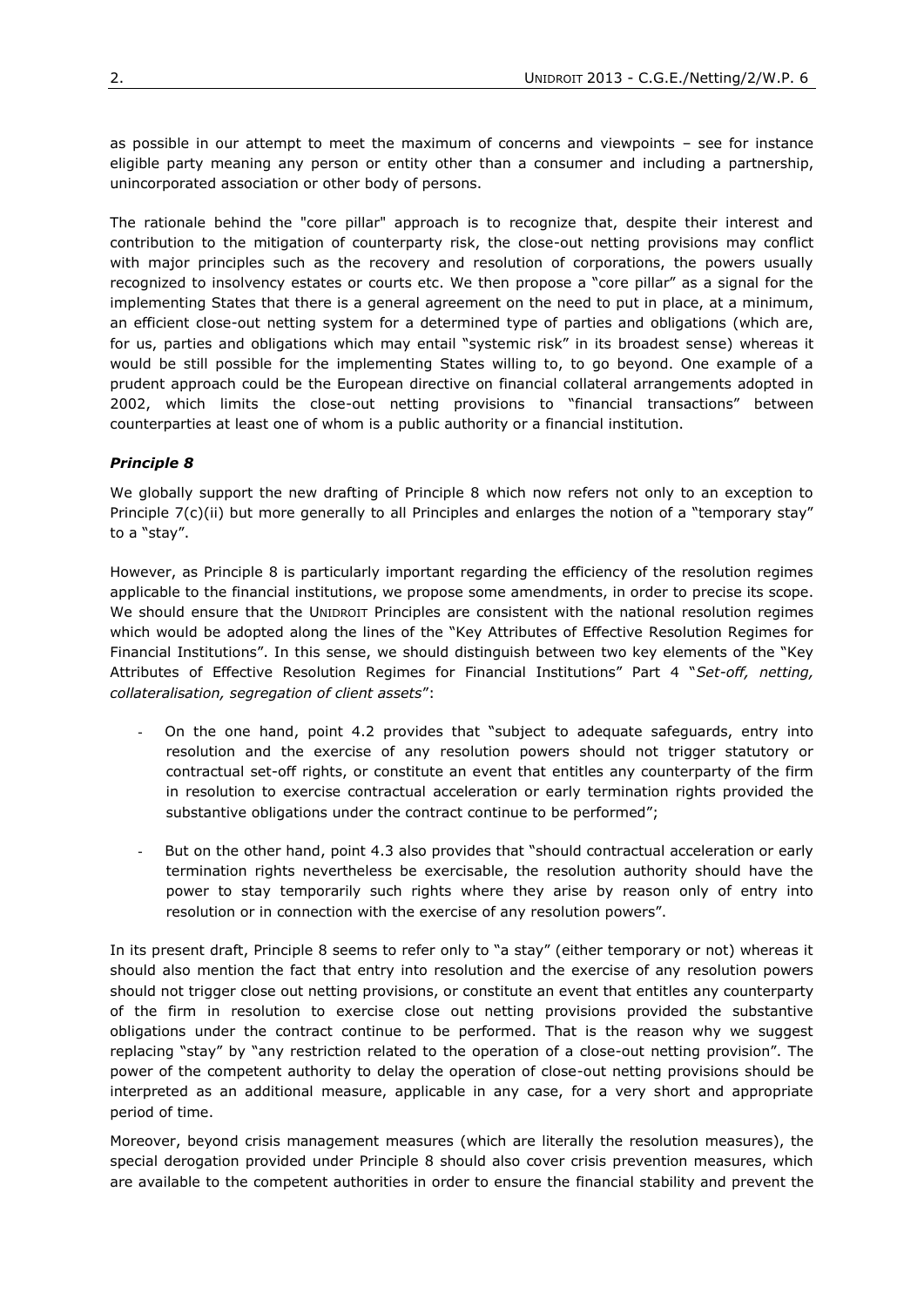as possible in our attempt to meet the maximum of concerns and viewpoints – see for instance eligible party meaning any person or entity other than a consumer and including a partnership, unincorporated association or other body of persons.

The rationale behind the "core pillar" approach is to recognize that, despite their interest and contribution to the mitigation of counterparty risk, the close-out netting provisions may conflict with major principles such as the recovery and resolution of corporations, the powers usually recognized to insolvency estates or courts etc. We then propose a "core pillar" as a signal for the implementing States that there is a general agreement on the need to put in place, at a minimum, an efficient close-out netting system for a determined type of parties and obligations (which are, for us, parties and obligations which may entail "systemic risk" in its broadest sense) whereas it would be still possible for the implementing States willing to, to go beyond. One example of a prudent approach could be the European directive on financial collateral arrangements adopted in 2002, which limits the close-out netting provisions to "financial transactions" between counterparties at least one of whom is a public authority or a financial institution.

### *Principle 8*

We globally support the new drafting of Principle 8 which now refers not only to an exception to Principle 7(c)(ii) but more generally to all Principles and enlarges the notion of a "temporary stay" to a "stay".

However, as Principle 8 is particularly important regarding the efficiency of the resolution regimes applicable to the financial institutions, we propose some amendments, in order to precise its scope. We should ensure that the UNIDROIT Principles are consistent with the national resolution regimes which would be adopted along the lines of the "Key Attributes of Effective Resolution Regimes for Financial Institutions". In this sense, we should distinguish between two key elements of the "Key Attributes of Effective Resolution Regimes for Financial Institutions" Part 4 "*Set-off, netting, collateralisation, segregation of client assets*":

- On the one hand, point 4.2 provides that "subject to adequate safeguards, entry into resolution and the exercise of any resolution powers should not trigger statutory or contractual set-off rights, or constitute an event that entitles any counterparty of the firm in resolution to exercise contractual acceleration or early termination rights provided the substantive obligations under the contract continue to be performed";
- But on the other hand, point 4.3 also provides that "should contractual acceleration or early termination rights nevertheless be exercisable, the resolution authority should have the power to stay temporarily such rights where they arise by reason only of entry into resolution or in connection with the exercise of any resolution powers".

In its present draft, Principle 8 seems to refer only to "a stay" (either temporary or not) whereas it should also mention the fact that entry into resolution and the exercise of any resolution powers should not trigger close out netting provisions, or constitute an event that entitles any counterparty of the firm in resolution to exercise close out netting provisions provided the substantive obligations under the contract continue to be performed. That is the reason why we suggest replacing "stay" by "any restriction related to the operation of a close-out netting provision". The power of the competent authority to delay the operation of close-out netting provisions should be interpreted as an additional measure, applicable in any case, for a very short and appropriate period of time.

Moreover, beyond crisis management measures (which are literally the resolution measures), the special derogation provided under Principle 8 should also cover crisis prevention measures, which are available to the competent authorities in order to ensure the financial stability and prevent the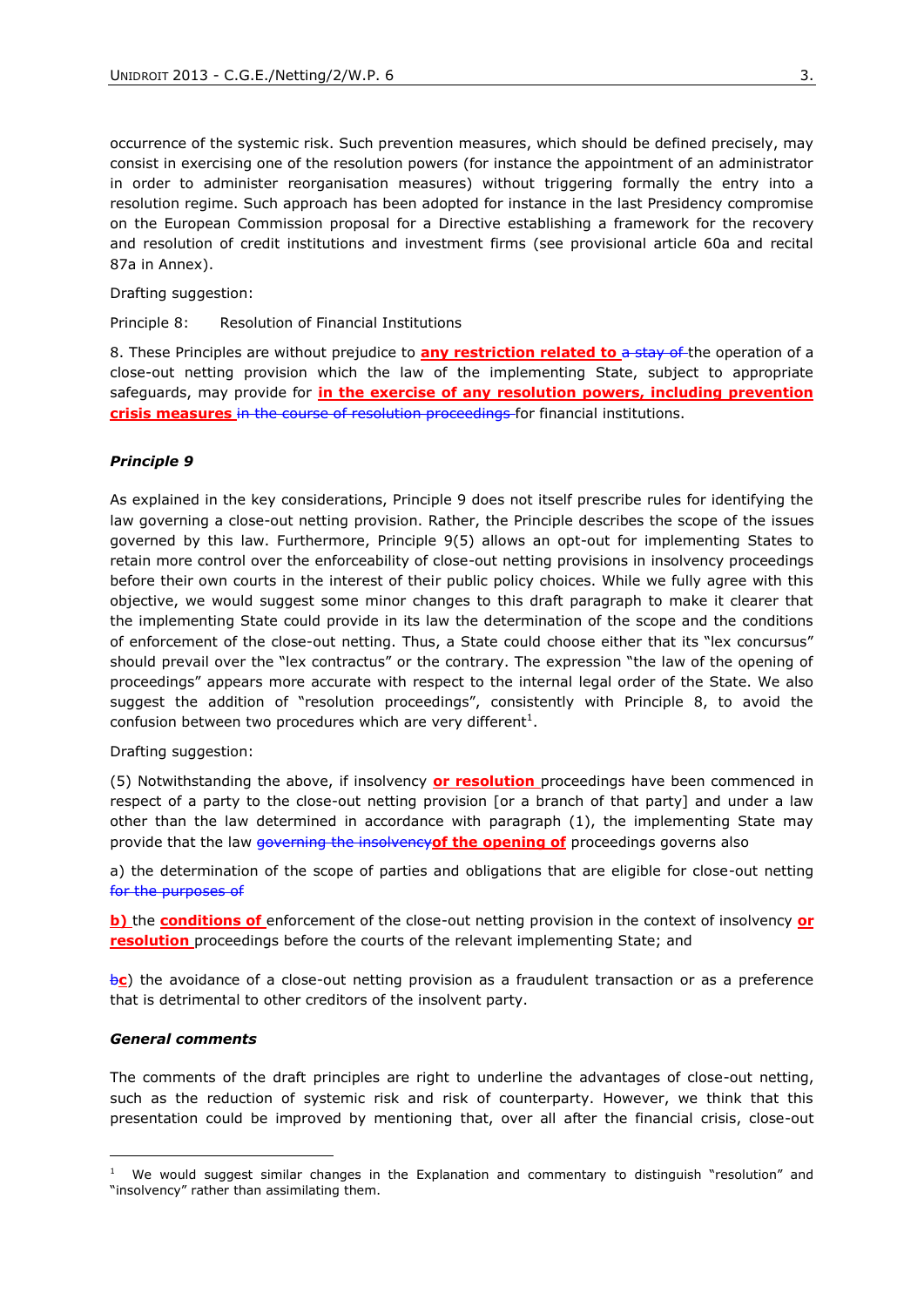occurrence of the systemic risk. Such prevention measures, which should be defined precisely, may consist in exercising one of the resolution powers (for instance the appointment of an administrator in order to administer reorganisation measures) without triggering formally the entry into a resolution regime. Such approach has been adopted for instance in the last Presidency compromise on the European Commission proposal for a Directive establishing a framework for the recovery and resolution of credit institutions and investment firms (see provisional article 60a and recital 87a in Annex).

Drafting suggestion:

Principle 8: Resolution of Financial Institutions

8. These Principles are without prejudice to **any restriction related to** ~~a stay of~~ the operation of a close-out netting provision which the law of the implementing State, subject to appropriate safeguards, may provide for **in the exercise of any resolution powers, including prevention crisis measures** ~~in the course of resolution proceedings~~ for financial institutions.

### *Principle 9*

As explained in the key considerations, Principle 9 does not itself prescribe rules for identifying the law governing a close-out netting provision. Rather, the Principle describes the scope of the issues governed by this law. Furthermore, Principle 9(5) allows an opt-out for implementing States to retain more control over the enforceability of close-out netting provisions in insolvency proceedings before their own courts in the interest of their public policy choices. While we fully agree with this objective, we would suggest some minor changes to this draft paragraph to make it clearer that the implementing State could provide in its law the determination of the scope and the conditions of enforcement of the close-out netting. Thus, a State could choose either that its "lex concursus" should prevail over the "lex contractus" or the contrary. The expression "the law of the opening of proceedings" appears more accurate with respect to the internal legal order of the State. We also suggest the addition of "resolution proceedings", consistently with Principle 8, to avoid the confusion between two procedures which are very different[1].

Drafting suggestion:

(5) Notwithstanding the above, if insolvency **or resolution** proceedings have been commenced in respect of a party to the close-out netting provision [or a branch of that party] and under a law other than the law determined in accordance with paragraph (1), the implementing State may provide that the law ~~governing the insolvency~~**of the opening of** proceedings governs also

a) the determination of the scope of parties and obligations that are eligible for close-out netting ~~for the purposes of~~

**b)** the **conditions of** enforcement of the close-out netting provision in the context of insolvency **or resolution** proceedings before the courts of the relevant implementing State; and

~~b~~**c**) the avoidance of a close-out netting provision as a fraudulent transaction or as a preference that is detrimental to other creditors of the insolvent party.

### *General comments*

The comments of the draft principles are right to underline the advantages of close-out netting, such as the reduction of systemic risk and risk of counterparty. However, we think that this presentation could be improved by mentioning that, over all after the financial crisis, close-out

[1] We would suggest similar changes in the Explanation and commentary to distinguish "resolution" and "insolvency" rather than assimilating them.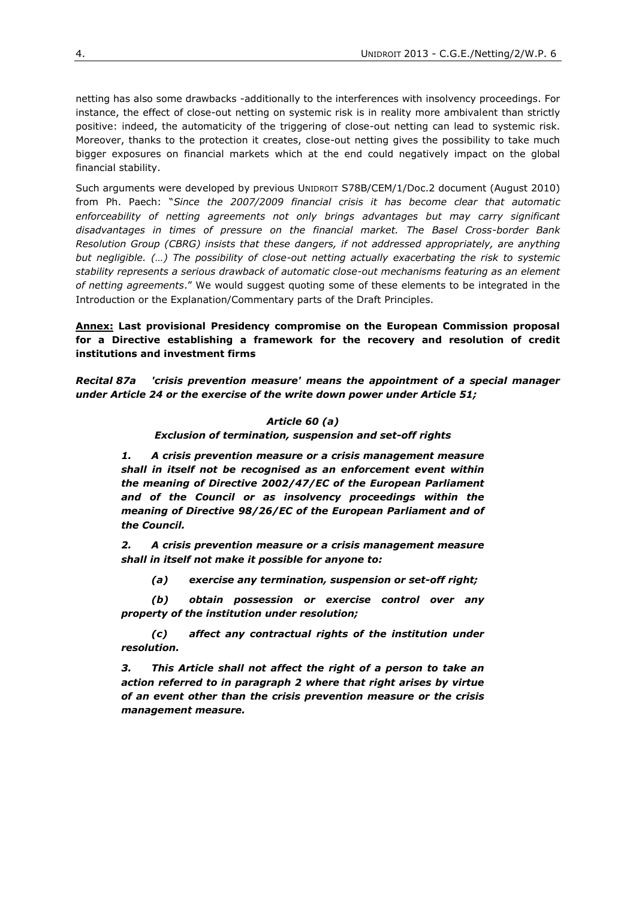netting has also some drawbacks -additionally to the interferences with insolvency proceedings. For instance, the effect of close-out netting on systemic risk is in reality more ambivalent than strictly positive: indeed, the automaticity of the triggering of close-out netting can lead to systemic risk. Moreover, thanks to the protection it creates, close-out netting gives the possibility to take much bigger exposures on financial markets which at the end could negatively impact on the global financial stability.

Such arguments were developed by previous UNIDROIT S78B/CEM/1/Doc.2 document (August 2010) from Ph. Paech: "*Since the 2007/2009 financial crisis it has become clear that automatic enforceability of netting agreements not only brings advantages but may carry significant disadvantages in times of pressure on the financial market. The Basel Cross-border Bank Resolution Group (CBRG) insists that these dangers, if not addressed appropriately, are anything but negligible. (…) The possibility of close-out netting actually exacerbating the risk to systemic stability represents a serious drawback of automatic close-out mechanisms featuring as an element of netting agreements*." We would suggest quoting some of these elements to be integrated in the Introduction or the Explanation/Commentary parts of the Draft Principles.

**<u>Annex:</u> Last provisional Presidency compromise on the European Commission proposal for a Directive establishing a framework for the recovery and resolution of credit institutions and investment firms**

***Recital 87a 'crisis prevention measure' means the appointment of a special manager under Article 24 or the exercise of the write down power under Article 51;***

***Article 60 (a)***

***Exclusion of termination, suspension and set-off rights***

***1. A crisis prevention measure or a crisis management measure shall in itself not be recognised as an enforcement event within the meaning of Directive 2002/47/EC of the European Parliament and of the Council or as insolvency proceedings within the meaning of Directive 98/26/EC of the European Parliament and of the Council.***

***2. A crisis prevention measure or a crisis management measure shall in itself not make it possible for anyone to:***

***(a) exercise any termination, suspension or set-off right;***

***(b) obtain possession or exercise control over any property of the institution under resolution;***

***(c) affect any contractual rights of the institution under resolution.***

***3. This Article shall not affect the right of a person to take an action referred to in paragraph 2 where that right arises by virtue of an event other than the crisis prevention measure or the crisis management measure.***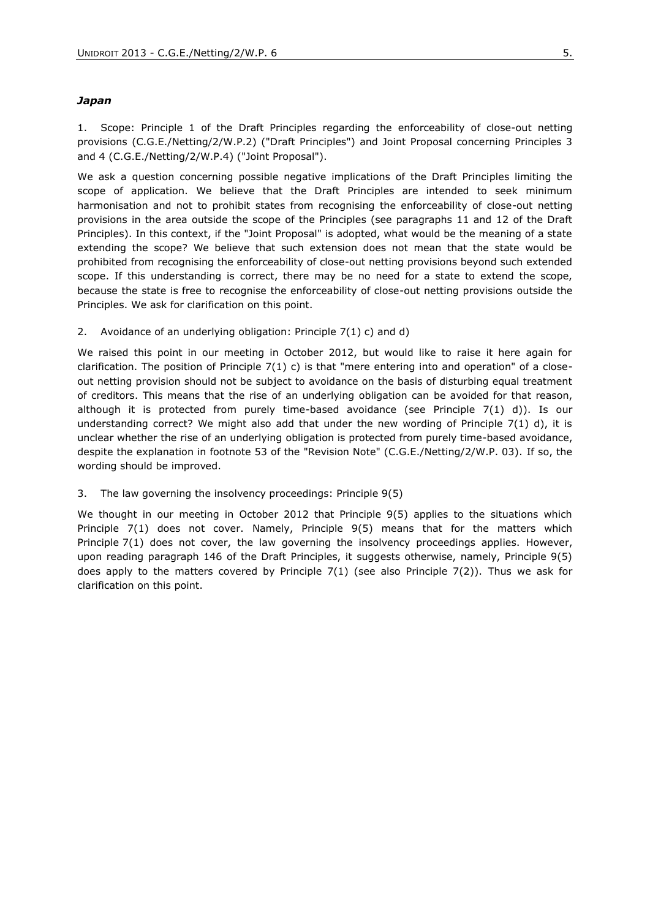### *Japan*

1. Scope: Principle 1 of the Draft Principles regarding the enforceability of close-out netting provisions (C.G.E./Netting/2/W.P.2) ("Draft Principles") and Joint Proposal concerning Principles 3 and 4 (C.G.E./Netting/2/W.P.4) ("Joint Proposal").

We ask a question concerning possible negative implications of the Draft Principles limiting the scope of application. We believe that the Draft Principles are intended to seek minimum harmonisation and not to prohibit states from recognising the enforceability of close-out netting provisions in the area outside the scope of the Principles (see paragraphs 11 and 12 of the Draft Principles). In this context, if the "Joint Proposal" is adopted, what would be the meaning of a state extending the scope? We believe that such extension does not mean that the state would be prohibited from recognising the enforceability of close-out netting provisions beyond such extended scope. If this understanding is correct, there may be no need for a state to extend the scope, because the state is free to recognise the enforceability of close-out netting provisions outside the Principles. We ask for clarification on this point.

2. Avoidance of an underlying obligation: Principle 7(1) c) and d)

We raised this point in our meeting in October 2012, but would like to raise it here again for clarification. The position of Principle 7(1) c) is that "mere entering into and operation" of a close-out netting provision should not be subject to avoidance on the basis of disturbing equal treatment of creditors. This means that the rise of an underlying obligation can be avoided for that reason, although it is protected from purely time-based avoidance (see Principle 7(1) d)). Is our understanding correct? We might also add that under the new wording of Principle 7(1) d), it is unclear whether the rise of an underlying obligation is protected from purely time-based avoidance, despite the explanation in footnote 53 of the "Revision Note" (C.G.E./Netting/2/W.P. 03). If so, the wording should be improved.

3. The law governing the insolvency proceedings: Principle 9(5)

We thought in our meeting in October 2012 that Principle 9(5) applies to the situations which Principle 7(1) does not cover. Namely, Principle 9(5) means that for the matters which Principle 7(1) does not cover, the law governing the insolvency proceedings applies. However, upon reading paragraph 146 of the Draft Principles, it suggests otherwise, namely, Principle 9(5) does apply to the matters covered by Principle 7(1) (see also Principle 7(2)). Thus we ask for clarification on this point.